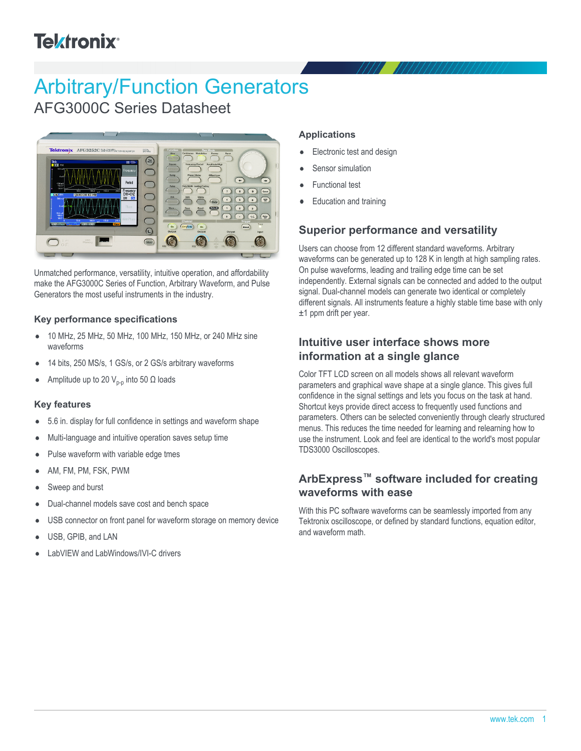# Arbitrary/Function Generators

## AFG3000C Series Datasheet

Unmatched performance, versatility, intuitive operation, and affordability make the AFG3000C Series of Function, Arbitrary Waveform, and Pulse Generators the most useful instruments in the industry.

### Key performance specifications

- 10 MHz, 25 MHz, 50 MHz, 100 MHz, 150 MHz, or 240 MHz sine waveforms
- 14 bits, 250 MS/s, 1 GS/s, or 2 GS/s arbitrary waveforms
- Amplitude up to 20 $V_{p\text{-}p}$ into 50 Ω loads

### Key features

- 5.6 in. display for full confidence in settings and waveform shape
- Multi-language and intuitive operation saves setup time
- Pulse waveform with variable edge tmes
- AM, FM, PM, FSK, PWM
- Sweep and burst
- Dual-channel models save cost and bench space
- USB connector on front panel for waveform storage on memory device
- USB, GPIB, and LAN
- LabVIEW and LabWindows/IVI-C drivers

### Applications

- Electronic test and design
- Sensor simulation
- Functional test
- Education and training

### Superior performance and versatility

Users can choose from 12 different standard waveforms. Arbitrary waveforms can be generated up to 128 K in length at high sampling rates. On pulse waveforms, leading and trailing edge time can be set independently. External signals can be connected and added to the output signal. Dual-channel models can generate two identical or completely different signals. All instruments feature a highly stable time base with only ±1 ppm drift per year.

### Intuitive user interface shows more information at a single glance

Color TFT LCD screen on all models shows all relevant waveform parameters and graphical wave shape at a single glance. This gives full confidence in the signal settings and lets you focus on the task at hand. Shortcut keys provide direct access to frequently used functions and parameters. Others can be selected conveniently through clearly structured menus. This reduces the time needed for learning and relearning how to use the instrument. Look and feel are identical to the world's most popular TDS3000 Oscilloscopes.

### ArbExpress™ software included for creating waveforms with ease

With this PC software waveforms can be seamlessly imported from any Tektronix oscilloscope, or defined by standard functions, equation editor, and waveform math.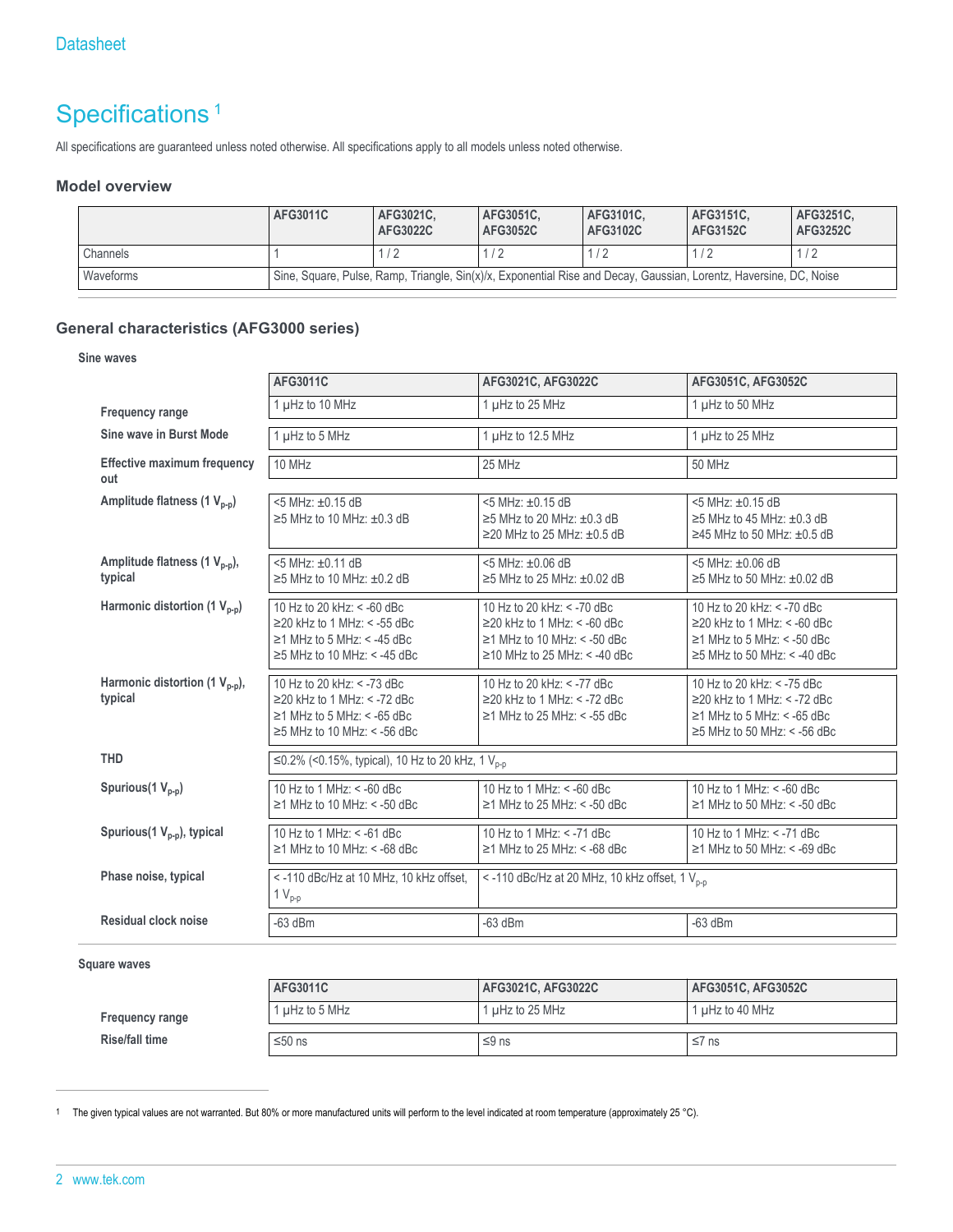# Specifications[1]

All specifications are guaranteed unless noted otherwise. All specifications apply to all models unless noted otherwise.

### Model overview

| | AFG3011C | AFG3021C, AFG3022C | AFG3051C, AFG3052C | AFG3101C, AFG3102C | AFG3151C, AFG3152C | AFG3251C, AFG3252C |
|---|---|---|---|---|---|---|
| Channels | 1 | 1 / 2 | 1 / 2 | 1 / 2 | 1 / 2 | 1 / 2 |
| Waveforms | Sine, Square, Pulse, Ramp, Triangle, Sin(x)/x, Exponential Rise and Decay, Gaussian, Lorentz, Haversine, DC, Noise | | | | | |

### General characteristics (AFG3000 series)

#### Sine waves

| | AFG3011C | AFG3021C, AFG3022C | AFG3051C, AFG3052C |
|---|---|---|---|
| **Frequency range** | 1 µHz to 10 MHz | 1 µHz to 25 MHz | 1 µHz to 50 MHz |
| **Sine wave in Burst Mode** | 1 µHz to 5 MHz | 1 µHz to 12.5 MHz | 1 µHz to 25 MHz |
| **Effective maximum frequency out** | 10 MHz | 25 MHz | 50 MHz |
| **Amplitude flatness (1 $V_{p-p}$)** | <5 MHz: ±0.15 dB<br>≥5 MHz to 10 MHz: ±0.3 dB | <5 MHz: ±0.15 dB<br>≥5 MHz to 20 MHz: ±0.3 dB<br>≥20 MHz to 25 MHz: ±0.5 dB | <5 MHz: ±0.15 dB<br>≥5 MHz to 45 MHz: ±0.3 dB<br>≥45 MHz to 50 MHz: ±0.5 dB |
| **Amplitude flatness (1 $V_{p-p}$), typical** | <5 MHz: ±0.11 dB<br>≥5 MHz to 10 MHz: ±0.2 dB | <5 MHz: ±0.06 dB<br>≥5 MHz to 25 MHz: ±0.02 dB | <5 MHz: ±0.06 dB<br>≥5 MHz to 50 MHz: ±0.02 dB |
| **Harmonic distortion (1 $V_{p-p}$)** | 10 Hz to 20 kHz: < -60 dBc<br>≥20 kHz to 1 MHz: < -55 dBc<br>≥1 MHz to 5 MHz: < -45 dBc<br>≥5 MHz to 10 MHz: < -45 dBc | 10 Hz to 20 kHz: < -70 dBc<br>≥20 kHz to 1 MHz: < -60 dBc<br>≥1 MHz to 10 MHz: < -50 dBc<br>≥10 MHz to 25 MHz: < -40 dBc | 10 Hz to 20 kHz: < -70 dBc<br>≥20 kHz to 1 MHz: < -60 dBc<br>≥1 MHz to 5 MHz: < -50 dBc<br>≥5 MHz to 50 MHz: < -40 dBc |
| **Harmonic distortion (1 $V_{p-p}$), typical** | 10 Hz to 20 kHz: < -73 dBc<br>≥20 kHz to 1 MHz: < -72 dBc<br>≥1 MHz to 5 MHz: < -65 dBc<br>≥5 MHz to 10 MHz: < -56 dBc | 10 Hz to 20 kHz: < -77 dBc<br>≥20 kHz to 1 MHz: < -72 dBc<br>≥1 MHz to 25 MHz: < -55 dBc | 10 Hz to 20 kHz: < -75 dBc<br>≥20 kHz to 1 MHz: < -72 dBc<br>≥1 MHz to 5 MHz: < -65 dBc<br>≥5 MHz to 50 MHz: < -56 dBc |
| **THD** | ≤0.2% (<0.15%, typical), 10 Hz to 20 kHz, 1 $V_{p-p}$ | | |
| **Spurious(1 $V_{p-p}$)** | 10 Hz to 1 MHz: < -60 dBc<br>≥1 MHz to 10 MHz: < -50 dBc | 10 Hz to 1 MHz: < -60 dBc<br>≥1 MHz to 25 MHz: < -50 dBc | 10 Hz to 1 MHz: < -60 dBc<br>≥1 MHz to 50 MHz: < -50 dBc |
| **Spurious(1 $V_{p-p}$), typical** | 10 Hz to 1 MHz: < -61 dBc<br>≥1 MHz to 10 MHz: < -68 dBc | 10 Hz to 1 MHz: < -71 dBc<br>≥1 MHz to 25 MHz: < -68 dBc | 10 Hz to 1 MHz: < -71 dBc<br>≥1 MHz to 50 MHz: < -69 dBc |
| **Phase noise, typical** | < -110 dBc/Hz at 10 MHz, 10 kHz offset, 1 $V_{p-p}$ | < -110 dBc/Hz at 20 MHz, 10 kHz offset, 1 $V_{p-p}$ | |
| **Residual clock noise** | -63 dBm | -63 dBm | -63 dBm |

#### Square waves

| | AFG3011C | AFG3021C, AFG3022C | AFG3051C, AFG3052C |
|---|---|---|---|
| **Frequency range** | 1 µHz to 5 MHz | 1 µHz to 25 MHz | 1 µHz to 40 MHz |
| **Rise/fall time** | ≤50 ns | ≤9 ns | ≤7 ns |

[1] The given typical values are not warranted. But 80% or more manufactured units will perform to the level indicated at room temperature (approximately 25 °C).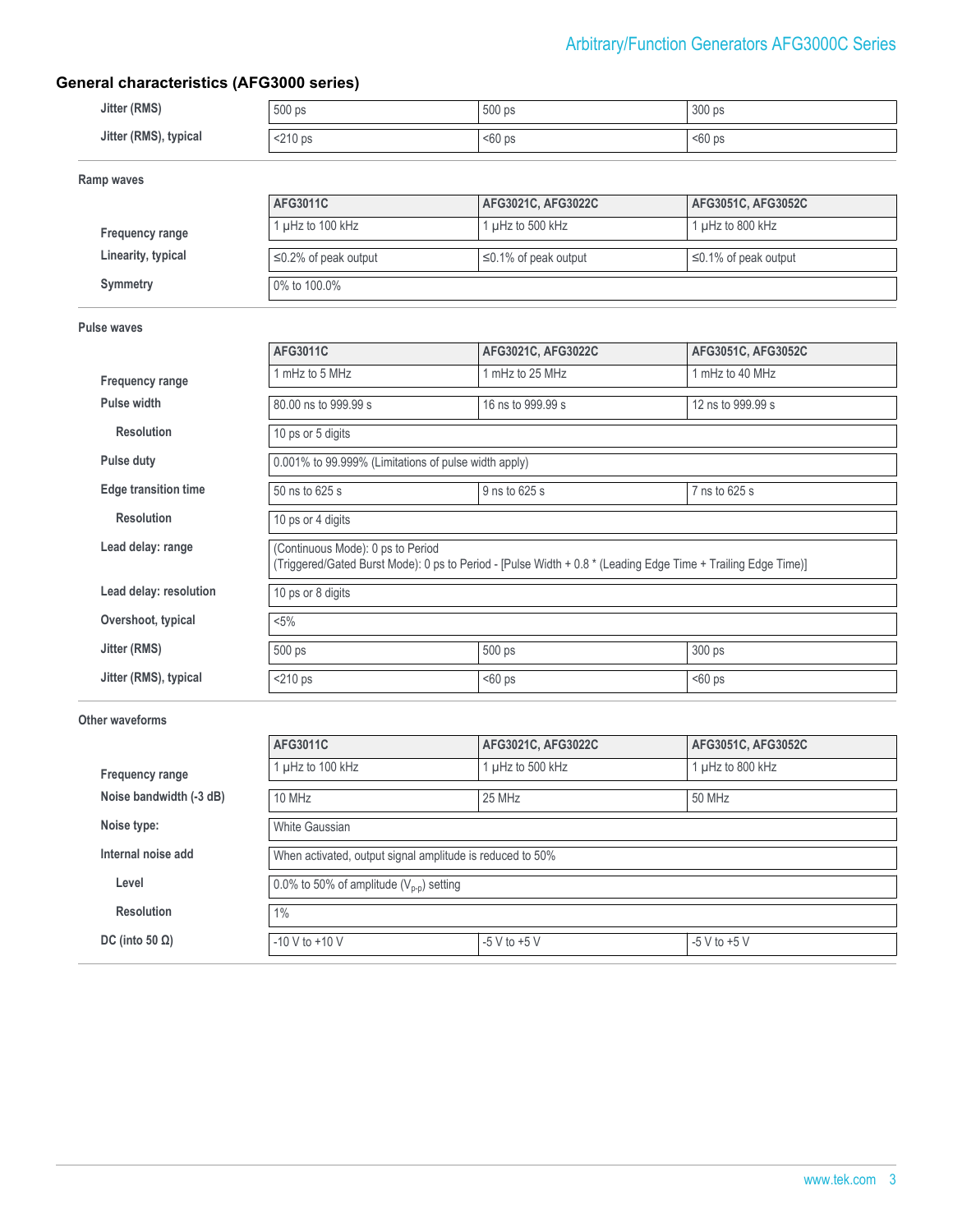## General characteristics (AFG3000 series)

| | | | |
|---|---|---|---|
| Jitter (RMS) | 500 ps | 500 ps | 300 ps |
| Jitter (RMS), typical | <210 ps | <60 ps | <60 ps |

### Ramp waves

| | AFG3011C | AFG3021C, AFG3022C | AFG3051C, AFG3052C |
|---|---|---|---|
| Frequency range | 1 µHz to 100 kHz | 1 µHz to 500 kHz | 1 µHz to 800 kHz |
| Linearity, typical | ≤0.2% of peak output | ≤0.1% of peak output | ≤0.1% of peak output |
| Symmetry | 0% to 100.0% | | |

### Pulse waves

| | AFG3011C | AFG3021C, AFG3022C | AFG3051C, AFG3052C |
|---|---|---|---|
| Frequency range | 1 mHz to 5 MHz | 1 mHz to 25 MHz | 1 mHz to 40 MHz |
| Pulse width | 80.00 ns to 999.99 s | 16 ns to 999.99 s | 12 ns to 999.99 s |
| Resolution | 10 ps or 5 digits | | |
| Pulse duty | 0.001% to 99.999% (Limitations of pulse width apply) | | |
| Edge transition time | 50 ns to 625 s | 9 ns to 625 s | 7 ns to 625 s |
| Resolution | 10 ps or 4 digits | | |
| Lead delay: range | (Continuous Mode): 0 ps to Period<br>(Triggered/Gated Burst Mode): 0 ps to Period - [Pulse Width + 0.8 * (Leading Edge Time + Trailing Edge Time)] | | |
| Lead delay: resolution | 10 ps or 8 digits | | |
| Overshoot, typical | <5% | | |
| Jitter (RMS) | 500 ps | 500 ps | 300 ps |
| Jitter (RMS), typical | <210 ps | <60 ps | <60 ps |

### Other waveforms

| | AFG3011C | AFG3021C, AFG3022C | AFG3051C, AFG3052C |
|---|---|---|---|
| Frequency range | 1 µHz to 100 kHz | 1 µHz to 500 kHz | 1 µHz to 800 kHz |
| Noise bandwidth (-3 dB) | 10 MHz | 25 MHz | 50 MHz |
| Noise type: | White Gaussian | | |
| Internal noise add | When activated, output signal amplitude is reduced to 50% | | |
| Level | 0.0% to 50% of amplitude ($V_{p-p}$) setting | | |
| Resolution | 1% | | |
| DC (into 50 Ω) | -10 V to +10 V | -5 V to +5 V | -5 V to +5 V |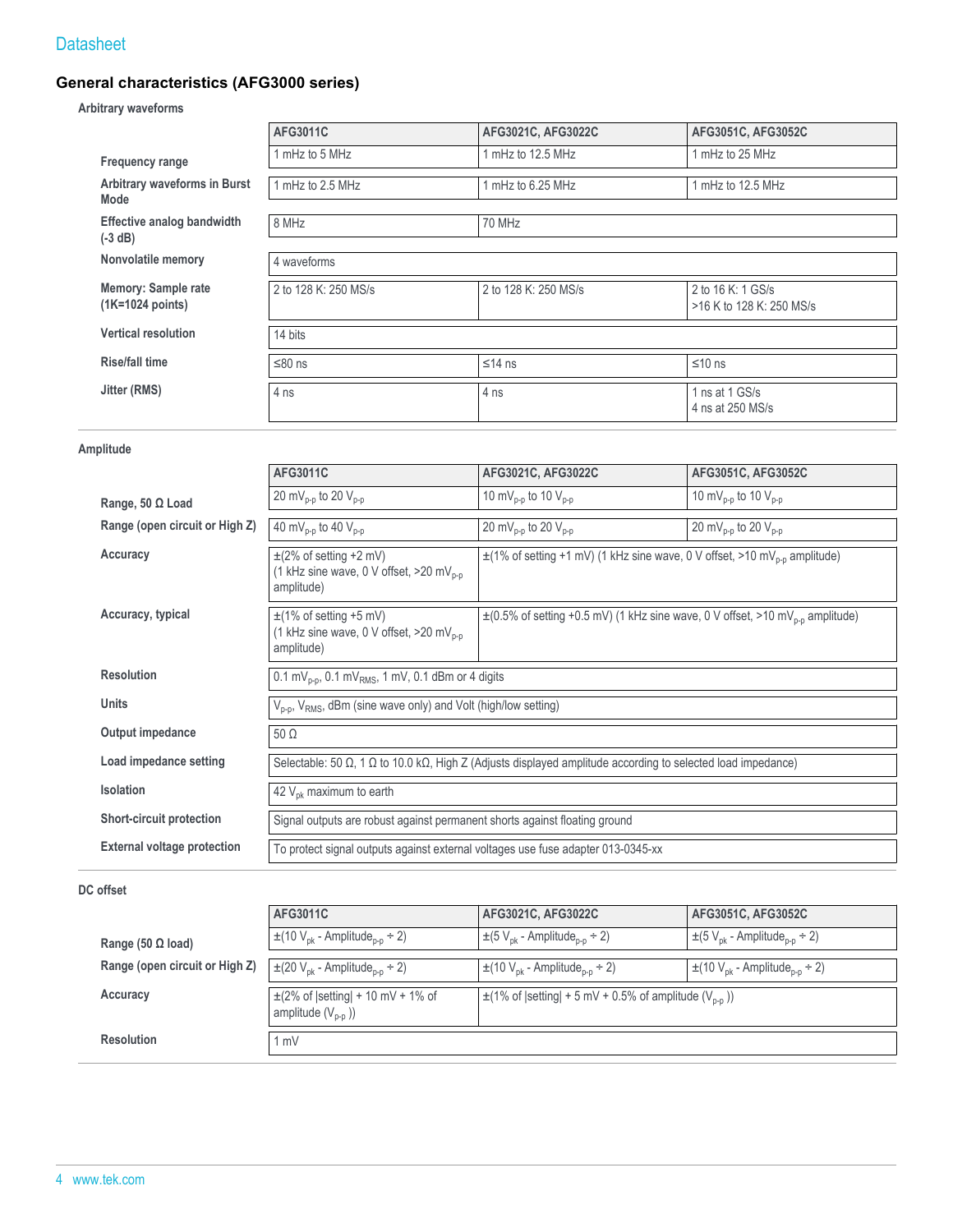## General characteristics (AFG3000 series)

### Arbitrary waveforms

| | AFG3011C | AFG3021C, AFG3022C | AFG3051C, AFG3052C |
|---|---|---|---|
| **Frequency range** | 1 mHz to 5 MHz | 1 mHz to 12.5 MHz | 1 mHz to 25 MHz |
| **Arbitrary waveforms in Burst Mode** | 1 mHz to 2.5 MHz | 1 mHz to 6.25 MHz | 1 mHz to 12.5 MHz |
| **Effective analog bandwidth (-3 dB)** | 8 MHz | 70 MHz | |
| **Nonvolatile memory** | 4 waveforms | | |
| **Memory: Sample rate (1K=1024 points)** | 2 to 128 K: 250 MS/s | 2 to 128 K: 250 MS/s | 2 to 16 K: 1 GS/s<br>>16 K to 128 K: 250 MS/s |
| **Vertical resolution** | 14 bits | | |
| **Rise/fall time** | ≤80 ns | ≤14 ns | ≤10 ns |
| **Jitter (RMS)** | 4 ns | 4 ns | 1 ns at 1 GS/s<br>4 ns at 250 MS/s |

### Amplitude

| | AFG3011C | AFG3021C, AFG3022C | AFG3051C, AFG3052C |
|---|---|---|---|
| **Range, 50 Ω Load** | 20 $mV_{p-p}$ to 20 $V_{p-p}$ | 10 $mV_{p-p}$ to 10 $V_{p-p}$ | 10 $mV_{p-p}$ to 10 $V_{p-p}$ |
| **Range (open circuit or High Z)** | 40 $mV_{p-p}$ to 40 $V_{p-p}$ | 20 $mV_{p-p}$ to 20 $V_{p-p}$ | 20 $mV_{p-p}$ to 20 $V_{p-p}$ |
| **Accuracy** | ±(2% of setting +2 mV)<br>(1 kHz sine wave, 0 V offset, >20 $mV_{p-p}$ amplitude) | ±(1% of setting +1 mV) (1 kHz sine wave, 0 V offset, >10 $mV_{p-p}$ amplitude) | |
| **Accuracy, typical** | ±(1% of setting +5 mV)<br>(1 kHz sine wave, 0 V offset, >20 $mV_{p-p}$ amplitude) | ±(0.5% of setting +0.5 mV) (1 kHz sine wave, 0 V offset, >10 $mV_{p-p}$ amplitude) | |
| **Resolution** | 0.1 $mV_{p-p}$, 0.1 $mV_{RMS}$, 1 mV, 0.1 dBm or 4 digits | | |
| **Units** | $V_{p-p}$, $V_{RMS}$, dBm (sine wave only) and Volt (high/low setting) | | |
| **Output impedance** | 50 Ω | | |
| **Load impedance setting** | Selectable: 50 Ω, 1 Ω to 10.0 kΩ, High Z (Adjusts displayed amplitude according to selected load impedance) | | |
| **Isolation** | 42 $V_{pk}$ maximum to earth | | |
| **Short-circuit protection** | Signal outputs are robust against permanent shorts against floating ground | | |
| **External voltage protection** | To protect signal outputs against external voltages use fuse adapter 013-0345-xx | | |

### DC offset

| | AFG3011C | AFG3021C, AFG3022C | AFG3051C, AFG3052C |
|---|---|---|---|
| **Range (50 Ω load)** | ±(10 $V_{pk}$ - $Amplitude_{p-p}$ ÷ 2) | ±(5 $V_{pk}$ - $Amplitude_{p-p}$ ÷ 2) | ±(5 $V_{pk}$ - $Amplitude_{p-p}$ ÷ 2) |
| **Range (open circuit or High Z)** | ±(20 $V_{pk}$ - $Amplitude_{p-p}$ ÷ 2) | ±(10 $V_{pk}$ - $Amplitude_{p-p}$ ÷ 2) | ±(10 $V_{pk}$ - $Amplitude_{p-p}$ ÷ 2) |
| **Accuracy** | ±(2% of \|setting\| + 10 mV + 1% of amplitude ($V_{p-p}$)) | ±(1% of \|setting\| + 5 mV + 0.5% of amplitude ($V_{p-p}$)) | |
| **Resolution** | 1 mV | | |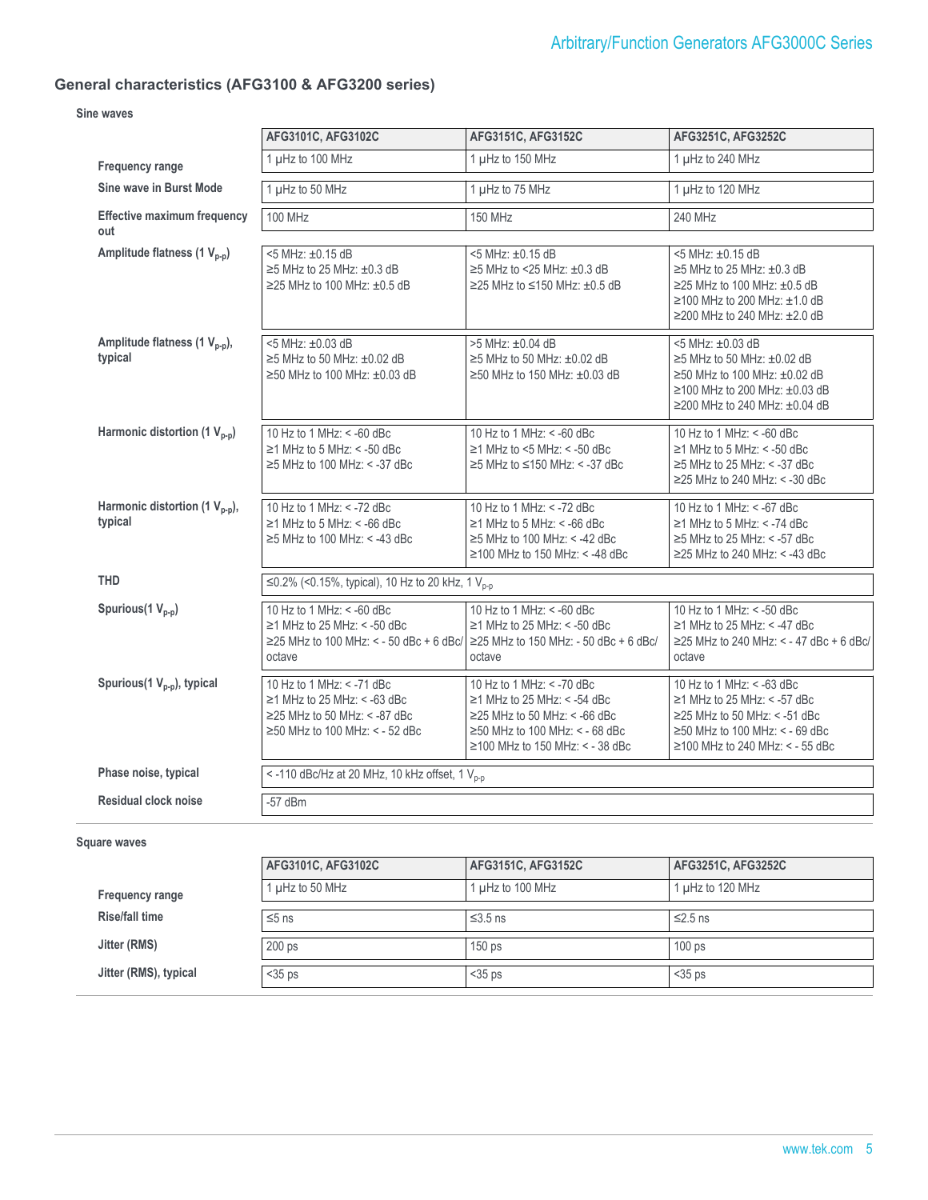## General characteristics (AFG3100 & AFG3200 series)

### Sine waves

| | AFG3101C, AFG3102C | AFG3151C, AFG3152C | AFG3251C, AFG3252C |
|---|---|---|---|
| **Frequency range** | 1 µHz to 100 MHz | 1 µHz to 150 MHz | 1 µHz to 240 MHz |
| **Sine wave in Burst Mode** | 1 µHz to 50 MHz | 1 µHz to 75 MHz | 1 µHz to 120 MHz |
| **Effective maximum frequency out** | 100 MHz | 150 MHz | 240 MHz |
| **Amplitude flatness (1 $V_{p-p}$)** | <5 MHz: ±0.15 dB<br>≥5 MHz to 25 MHz: ±0.3 dB<br>≥25 MHz to 100 MHz: ±0.5 dB | <5 MHz: ±0.15 dB<br>≥5 MHz to <25 MHz: ±0.3 dB<br>≥25 MHz to ≤150 MHz: ±0.5 dB | <5 MHz: ±0.15 dB<br>≥5 MHz to 25 MHz: ±0.3 dB<br>≥25 MHz to 100 MHz: ±0.5 dB<br>≥100 MHz to 200 MHz: ±1.0 dB<br>≥200 MHz to 240 MHz: ±2.0 dB |
| **Amplitude flatness (1 $V_{p-p}$), typical** | <5 MHz: ±0.03 dB<br>≥5 MHz to 50 MHz: ±0.02 dB<br>≥50 MHz to 100 MHz: ±0.03 dB | >5 MHz: ±0.04 dB<br>≥5 MHz to 50 MHz: ±0.02 dB<br>≥50 MHz to 150 MHz: ±0.03 dB | <5 MHz: ±0.03 dB<br>≥5 MHz to 50 MHz: ±0.02 dB<br>≥50 MHz to 100 MHz: ±0.02 dB<br>≥100 MHz to 200 MHz: ±0.03 dB<br>≥200 MHz to 240 MHz: ±0.04 dB |
| **Harmonic distortion (1 $V_{p-p}$)** | 10 Hz to 1 MHz: < -60 dBc<br>≥1 MHz to 5 MHz: < -50 dBc<br>≥5 MHz to 100 MHz: < -37 dBc | 10 Hz to 1 MHz: < -60 dBc<br>≥1 MHz to <5 MHz: < -50 dBc<br>≥5 MHz to ≤150 MHz: < -37 dBc | 10 Hz to 1 MHz: < -60 dBc<br>≥1 MHz to 5 MHz: < -50 dBc<br>≥5 MHz to 25 MHz: < -37 dBc<br>≥25 MHz to 240 MHz: < -30 dBc |
| **Harmonic distortion (1 $V_{p-p}$), typical** | 10 Hz to 1 MHz: < -72 dBc<br>≥1 MHz to 5 MHz: < -66 dBc<br>≥5 MHz to 100 MHz: < -43 dBc | 10 Hz to 1 MHz: < -72 dBc<br>≥1 MHz to 5 MHz: < -66 dBc<br>≥5 MHz to 100 MHz: < -42 dBc<br>≥100 MHz to 150 MHz: < -48 dBc | 10 Hz to 1 MHz: < -67 dBc<br>≥1 MHz to 5 MHz: < -74 dBc<br>≥5 MHz to 25 MHz: < -57 dBc<br>≥25 MHz to 240 MHz: < -43 dBc |
| **THD** | ≤0.2% (<0.15%, typical), 10 Hz to 20 kHz, 1 $V_{p-p}$ | | |
| **Spurious(1 $V_{p-p}$)** | 10 Hz to 1 MHz: < -60 dBc<br>≥1 MHz to 25 MHz: < -50 dBc<br>≥25 MHz to 100 MHz: < - 50 dBc + 6 dBc/octave | 10 Hz to 1 MHz: < -60 dBc<br>≥1 MHz to 25 MHz: < -50 dBc<br>≥25 MHz to 150 MHz: - 50 dBc + 6 dBc/octave | 10 Hz to 1 MHz: < -50 dBc<br>≥1 MHz to 25 MHz: < -47 dBc<br>≥25 MHz to 240 MHz: < - 47 dBc + 6 dBc/octave |
| **Spurious(1 $V_{p-p}$), typical** | 10 Hz to 1 MHz: < -71 dBc<br>≥1 MHz to 25 MHz: < -63 dBc<br>≥25 MHz to 50 MHz: < -87 dBc<br>≥50 MHz to 100 MHz: < - 52 dBc | 10 Hz to 1 MHz: < -70 dBc<br>≥1 MHz to 25 MHz: < -54 dBc<br>≥25 MHz to 50 MHz: < -66 dBc<br>≥50 MHz to 100 MHz: < - 68 dBc<br>≥100 MHz to 150 MHz: < - 38 dBc | 10 Hz to 1 MHz: < -63 dBc<br>≥1 MHz to 25 MHz: < -57 dBc<br>≥25 MHz to 50 MHz: < -51 dBc<br>≥50 MHz to 100 MHz: < - 69 dBc<br>≥100 MHz to 240 MHz: < - 55 dBc |
| **Phase noise, typical** | < -110 dBc/Hz at 20 MHz, 10 kHz offset, 1 $V_{p-p}$ | | |
| **Residual clock noise** | -57 dBm | | |

### Square waves

| | AFG3101C, AFG3102C | AFG3151C, AFG3152C | AFG3251C, AFG3252C |
|---|---|---|---|
| **Frequency range** | 1 µHz to 50 MHz | 1 µHz to 100 MHz | 1 µHz to 120 MHz |
| **Rise/fall time** | ≤5 ns | ≤3.5 ns | ≤2.5 ns |
| **Jitter (RMS)** | 200 ps | 150 ps | 100 ps |
| **Jitter (RMS), typical** | <35 ps | <35 ps | <35 ps |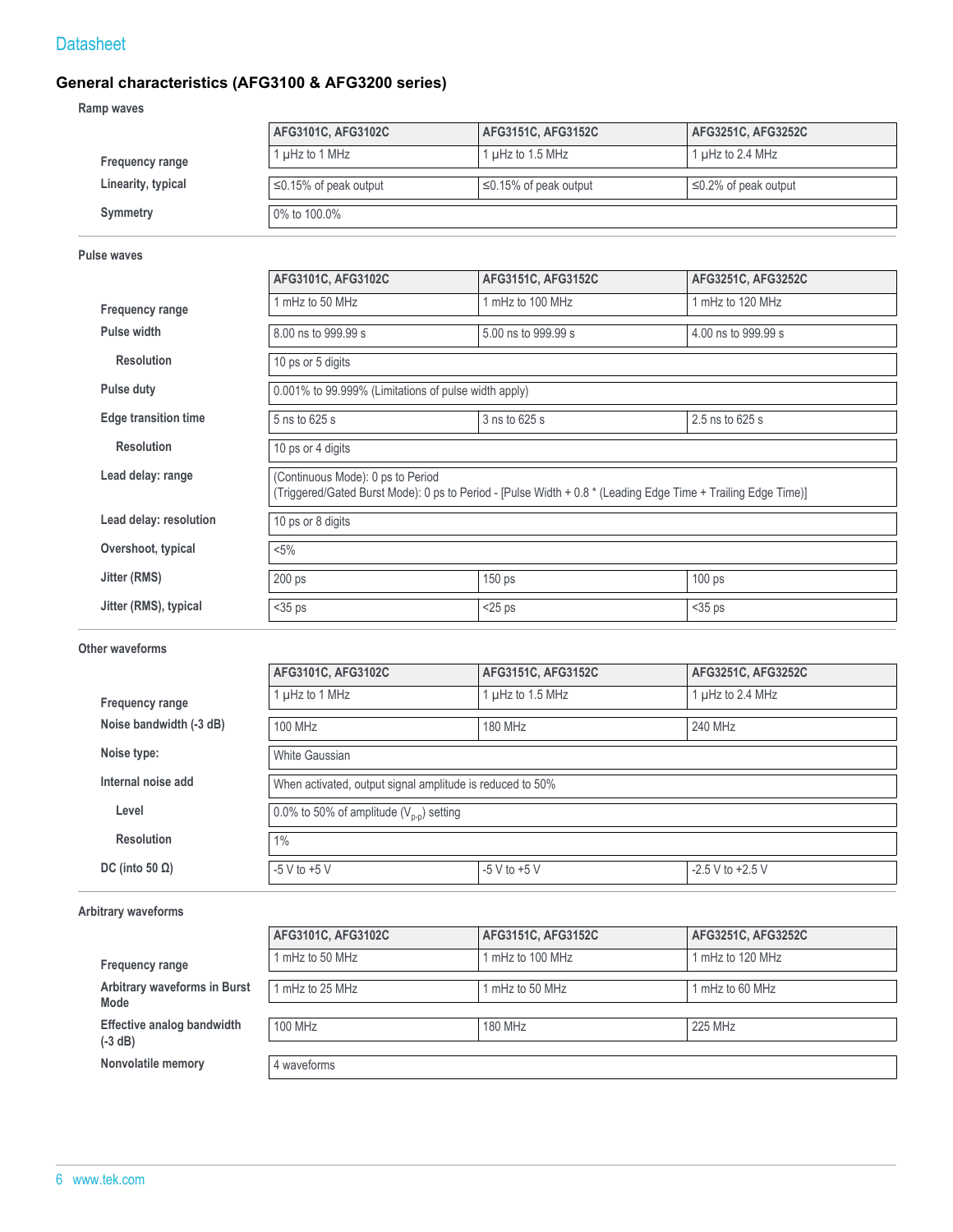## General characteristics (AFG3100 & AFG3200 series)

### Ramp waves

| | AFG3101C, AFG3102C | AFG3151C, AFG3152C | AFG3251C, AFG3252C |
|---|---|---|---|
| **Frequency range** | 1 µHz to 1 MHz | 1 µHz to 1.5 MHz | 1 µHz to 2.4 MHz |
| **Linearity, typical** | ≤0.15% of peak output | ≤0.15% of peak output | ≤0.2% of peak output |
| **Symmetry** | 0% to 100.0% | | |

### Pulse waves

| | AFG3101C, AFG3102C | AFG3151C, AFG3152C | AFG3251C, AFG3252C |
|---|---|---|---|
| **Frequency range** | 1 mHz to 50 MHz | 1 mHz to 100 MHz | 1 mHz to 120 MHz |
| **Pulse width** | 8.00 ns to 999.99 s | 5.00 ns to 999.99 s | 4.00 ns to 999.99 s |
| **Resolution** | 10 ps or 5 digits | | |
| **Pulse duty** | 0.001% to 99.999% (Limitations of pulse width apply) | | |
| **Edge transition time** | 5 ns to 625 s | 3 ns to 625 s | 2.5 ns to 625 s |
| **Resolution** | 10 ps or 4 digits | | |
| **Lead delay: range** | (Continuous Mode): 0 ps to Period<br>(Triggered/Gated Burst Mode): 0 ps to Period - [Pulse Width + 0.8 * (Leading Edge Time + Trailing Edge Time)] | | |
| **Lead delay: resolution** | 10 ps or 8 digits | | |
| **Overshoot, typical** | <5% | | |
| **Jitter (RMS)** | 200 ps | 150 ps | 100 ps |
| **Jitter (RMS), typical** | <35 ps | <25 ps | <35 ps |

### Other waveforms

| | AFG3101C, AFG3102C | AFG3151C, AFG3152C | AFG3251C, AFG3252C |
|---|---|---|---|
| **Frequency range** | 1 µHz to 1 MHz | 1 µHz to 1.5 MHz | 1 µHz to 2.4 MHz |
| **Noise bandwidth (-3 dB)** | 100 MHz | 180 MHz | 240 MHz |
| **Noise type:** | White Gaussian | | |
| **Internal noise add** | When activated, output signal amplitude is reduced to 50% | | |
| **Level** | 0.0% to 50% of amplitude ($V_{p-p}$) setting | | |
| **Resolution** | 1% | | |
| **DC (into 50 Ω)** | -5 V to +5 V | -5 V to +5 V | -2.5 V to +2.5 V |

### Arbitrary waveforms

| | AFG3101C, AFG3102C | AFG3151C, AFG3152C | AFG3251C, AFG3252C |
|---|---|---|---|
| **Frequency range** | 1 mHz to 50 MHz | 1 mHz to 100 MHz | 1 mHz to 120 MHz |
| **Arbitrary waveforms in Burst Mode** | 1 mHz to 25 MHz | 1 mHz to 50 MHz | 1 mHz to 60 MHz |
| **Effective analog bandwidth (-3 dB)** | 100 MHz | 180 MHz | 225 MHz |
| **Nonvolatile memory** | 4 waveforms | | |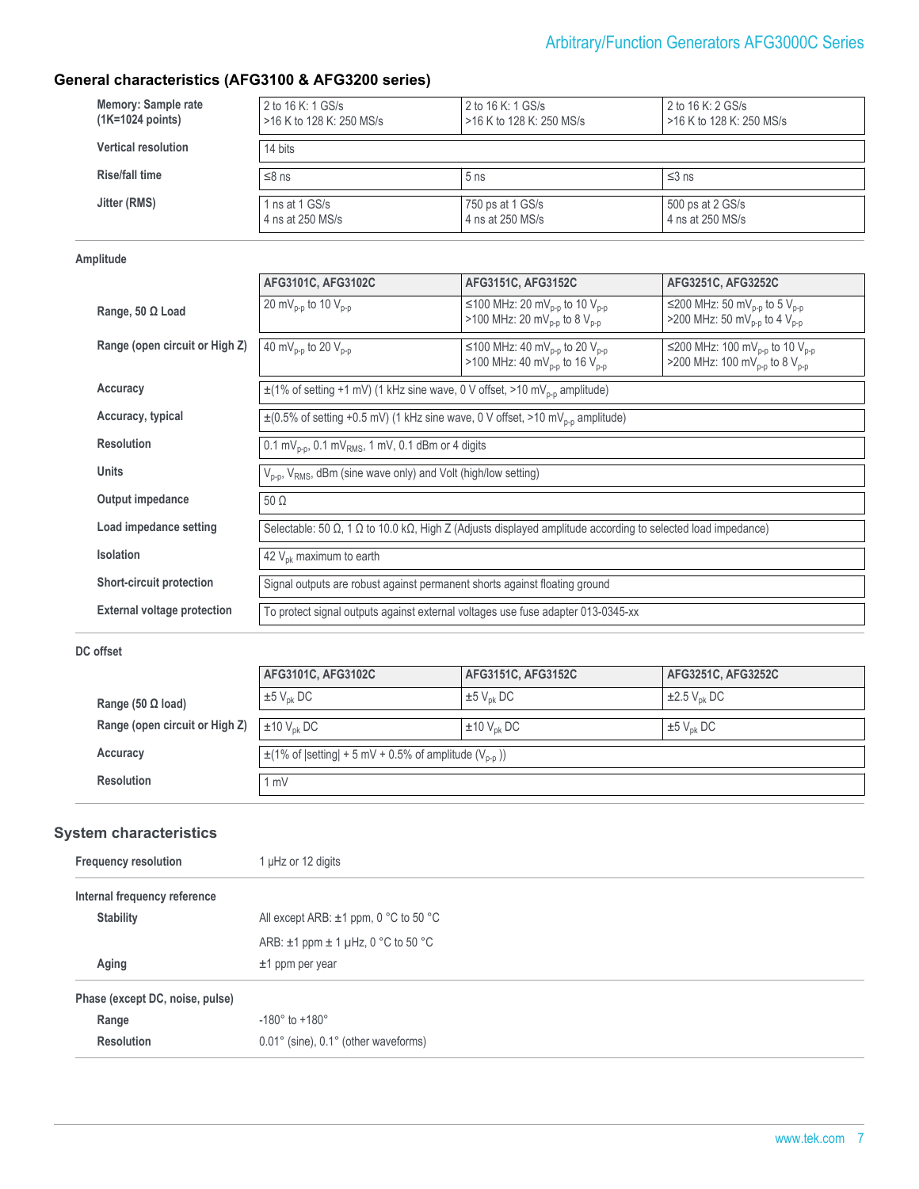## General characteristics (AFG3100 & AFG3200 series)

| | | | |
|---|---|---|---|
| **Memory: Sample rate (1K=1024 points)** | 2 to 16 K: 1 GS/s<br>>16 K to 128 K: 250 MS/s | 2 to 16 K: 1 GS/s<br>>16 K to 128 K: 250 MS/s | 2 to 16 K: 2 GS/s<br>>16 K to 128 K: 250 MS/s |
| **Vertical resolution** | 14 bits | | |
| **Rise/fall time** | ≤8 ns | 5 ns | ≤3 ns |
| **Jitter (RMS)** | 1 ns at 1 GS/s<br>4 ns at 250 MS/s | 750 ps at 1 GS/s<br>4 ns at 250 MS/s | 500 ps at 2 GS/s<br>4 ns at 250 MS/s |

### Amplitude

| | AFG3101C, AFG3102C | AFG3151C, AFG3152C | AFG3251C, AFG3252C |
|---|---|---|---|
| **Range, 50 Ω Load** | 20 $mV_{p-p}$ to 10 $V_{p-p}$ | ≤100 MHz: 20 $mV_{p-p}$ to 10 $V_{p-p}$<br>>100 MHz: 20 $mV_{p-p}$ to 8 $V_{p-p}$ | ≤200 MHz: 50 $mV_{p-p}$ to 5 $V_{p-p}$<br>>200 MHz: 50 $mV_{p-p}$ to 4 $V_{p-p}$ |
| **Range (open circuit or High Z)** | 40 $mV_{p-p}$ to 20 $V_{p-p}$ | ≤100 MHz: 40 $mV_{p-p}$ to 20 $V_{p-p}$<br>>100 MHz: 40 $mV_{p-p}$ to 16 $V_{p-p}$ | ≤200 MHz: 100 $mV_{p-p}$ to 10 $V_{p-p}$<br>>200 MHz: 100 $mV_{p-p}$ to 8 $V_{p-p}$ |
| **Accuracy** | ±(1% of setting +1 mV) (1 kHz sine wave, 0 V offset, >10 $mV_{p-p}$ amplitude) | | |
| **Accuracy, typical** | ±(0.5% of setting +0.5 mV) (1 kHz sine wave, 0 V offset, >10 $mV_{p-p}$ amplitude) | | |
| **Resolution** | 0.1 $mV_{p-p}$, 0.1 $mV_{RMS}$, 1 mV, 0.1 dBm or 4 digits | | |
| **Units** | $V_{p-p}$, $V_{RMS}$, dBm (sine wave only) and Volt (high/low setting) | | |
| **Output impedance** | 50 Ω | | |
| **Load impedance setting** | Selectable: 50 Ω, 1 Ω to 10.0 kΩ, High Z (Adjusts displayed amplitude according to selected load impedance) | | |
| **Isolation** | 42 $V_{pk}$ maximum to earth | | |
| **Short-circuit protection** | Signal outputs are robust against permanent shorts against floating ground | | |
| **External voltage protection** | To protect signal outputs against external voltages use fuse adapter 013-0345-xx | | |

### DC offset

| | AFG3101C, AFG3102C | AFG3151C, AFG3152C | AFG3251C, AFG3252C |
|---|---|---|---|
| **Range (50 Ω load)** | ±5 $V_{pk}$ DC | ±5 $V_{pk}$ DC | ±2.5 $V_{pk}$ DC |
| **Range (open circuit or High Z)** | ±10 $V_{pk}$ DC | ±10 $V_{pk}$ DC | ±5 $V_{pk}$ DC |
| **Accuracy** | ±(1% of \|setting\| + 5 mV + 0.5% of amplitude ($V_{p-p}$ )) | | |
| **Resolution** | 1 mV | | |

## System characteristics

**Frequency resolution** 1 µHz or 12 digits

### Internal frequency reference

**Stability** All except ARB: ±1 ppm, 0 °C to 50 °C

ARB: ±1 ppm ± 1 µHz, 0 °C to 50 °C

**Aging** ±1 ppm per year

### Phase (except DC, noise, pulse)

**Range** -180° to +180°

**Resolution** 0.01° (sine), 0.1° (other waveforms)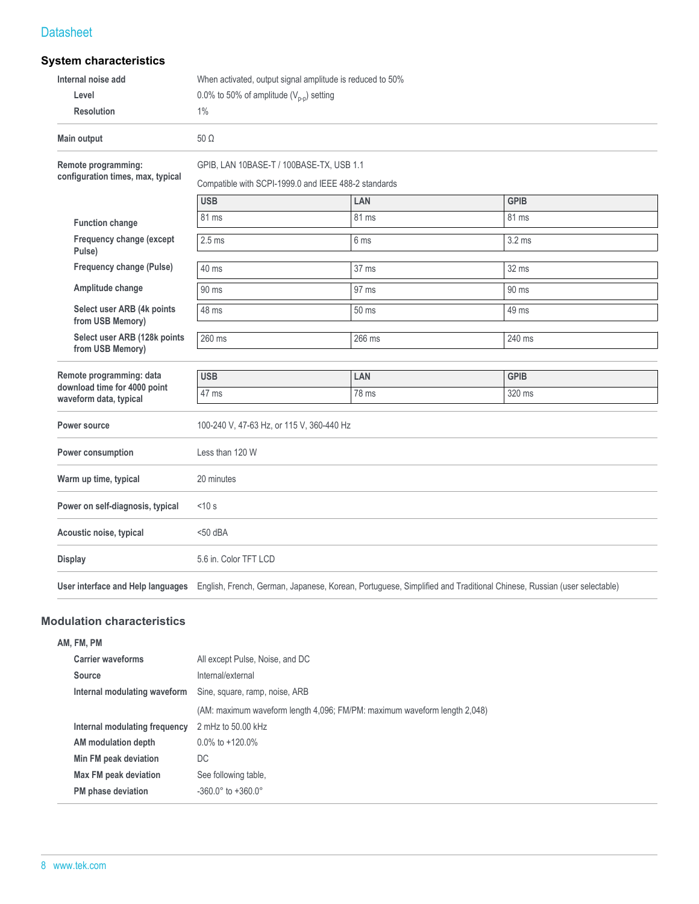## System characteristics

| | |
|---|---|
| **Internal noise add** | When activated, output signal amplitude is reduced to 50% |
| **Level** | 0.0% to 50% of amplitude ($V_{p-p}$) setting |
| **Resolution** | 1% |
| **Main output** | 50 Ω |
| **Remote programming: configuration times, max, typical** | GPIB, LAN 10BASE-T / 100BASE-TX, USB 1.1<br>Compatible with SCPI-1999.0 and IEEE 488-2 standards |

| Remote programming: configuration times, max, typical | USB | LAN | GPIB |
|---|---|---|---|
| Function change | 81 ms | 81 ms | 81 ms |
| Frequency change (except Pulse) | 2.5 ms | 6 ms | 3.2 ms |
| Frequency change (Pulse) | 40 ms | 37 ms | 32 ms |
| Amplitude change | 90 ms | 97 ms | 90 ms |
| Select user ARB (4k points from USB Memory) | 48 ms | 50 ms | 49 ms |
| Select user ARB (128k points from USB Memory) | 260 ms | 266 ms | 240 ms |

| Remote programming: data download time for 4000 point waveform data, typical | USB | LAN | GPIB |
|---|---|---|---|
| | 47 ms | 78 ms | 320 ms |

| | |
|---|---|
| **Power source** | 100-240 V, 47-63 Hz, or 115 V, 360-440 Hz |
| **Power consumption** | Less than 120 W |
| **Warm up time, typical** | 20 minutes |
| **Power on self-diagnosis, typical** | <10 s |
| **Acoustic noise, typical** | <50 dBA |
| **Display** | 5.6 in. Color TFT LCD |
| **User interface and Help languages** | English, French, German, Japanese, Korean, Portuguese, Simplified and Traditional Chinese, Russian (user selectable) |

## Modulation characteristics

| | |
|---|---|
| **AM, FM, PM** | |
| **Carrier waveforms** | All except Pulse, Noise, and DC |
| **Source** | Internal/external |
| **Internal modulating waveform** | Sine, square, ramp, noise, ARB<br>(AM: maximum waveform length 4,096; FM/PM: maximum waveform length 2,048) |
| **Internal modulating frequency** | 2 mHz to 50.00 kHz |
| **AM modulation depth** | 0.0% to +120.0% |
| **Min FM peak deviation** | DC |
| **Max FM peak deviation** | See following table, |
| **PM phase deviation** | -360.0° to +360.0° |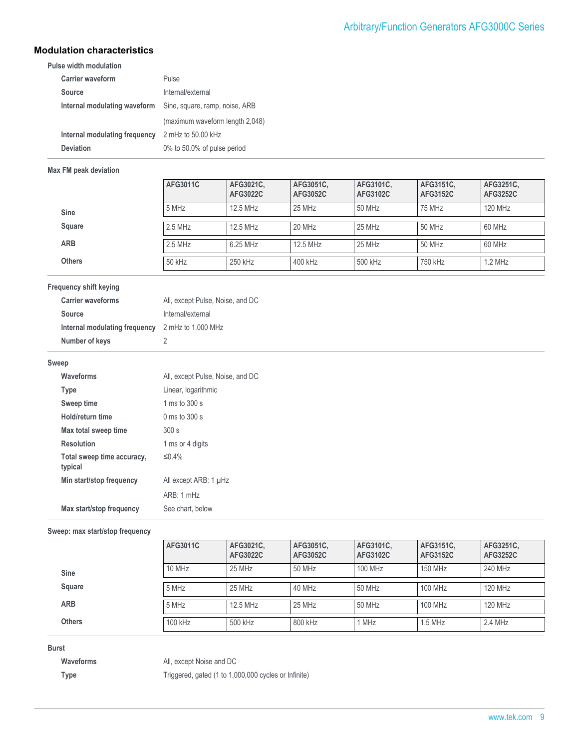## Modulation characteristics

### Pulse width modulation

| | |
|---|---|
| **Carrier waveform** | Pulse |
| **Source** | Internal/external |
| **Internal modulating waveform** | Sine, square, ramp, noise, ARB (maximum waveform length 2,048) |
| **Internal modulating frequency** | 2 mHz to 50.00 kHz |
| **Deviation** | 0% to 50.0% of pulse period |

### Max FM peak deviation

| | AFG3011C | AFG3021C, AFG3022C | AFG3051C, AFG3052C | AFG3101C, AFG3102C | AFG3151C, AFG3152C | AFG3251C, AFG3252C |
|---|---|---|---|---|---|---|
| **Sine** | 5 MHz | 12.5 MHz | 25 MHz | 50 MHz | 75 MHz | 120 MHz |
| **Square** | 2.5 MHz | 12.5 MHz | 20 MHz | 25 MHz | 50 MHz | 60 MHz |
| **ARB** | 2.5 MHz | 6.25 MHz | 12.5 MHz | 25 MHz | 50 MHz | 60 MHz |
| **Others** | 50 kHz | 250 kHz | 400 kHz | 500 kHz | 750 kHz | 1.2 MHz |

### Frequency shift keying

| | |
|---|---|
| **Carrier waveforms** | All, except Pulse, Noise, and DC |
| **Source** | Internal/external |
| **Internal modulating frequency** | 2 mHz to 1.000 MHz |
| **Number of keys** | 2 |

### Sweep

| | |
|---|---|
| **Waveforms** | All, except Pulse, Noise, and DC |
| **Type** | Linear, logarithmic |
| **Sweep time** | 1 ms to 300 s |
| **Hold/return time** | 0 ms to 300 s |
| **Max total sweep time** | 300 s |
| **Resolution** | 1 ms or 4 digits |
| **Total sweep time accuracy, typical** | ≤0.4% |
| **Min start/stop frequency** | All except ARB: 1 μHz<br>ARB: 1 mHz |
| **Max start/stop frequency** | See chart, below |

### Sweep: max start/stop frequency

| | AFG3011C | AFG3021C, AFG3022C | AFG3051C, AFG3052C | AFG3101C, AFG3102C | AFG3151C, AFG3152C | AFG3251C, AFG3252C |
|---|---|---|---|---|---|---|
| **Sine** | 10 MHz | 25 MHz | 50 MHz | 100 MHz | 150 MHz | 240 MHz |
| **Square** | 5 MHz | 25 MHz | 40 MHz | 50 MHz | 100 MHz | 120 MHz |
| **ARB** | 5 MHz | 12.5 MHz | 25 MHz | 50 MHz | 100 MHz | 120 MHz |
| **Others** | 100 kHz | 500 kHz | 800 kHz | 1 MHz | 1.5 MHz | 2.4 MHz |

### Burst

| | |
|---|---|
| **Waveforms** | All, except Noise and DC |
| **Type** | Triggered, gated (1 to 1,000,000 cycles or Infinite) |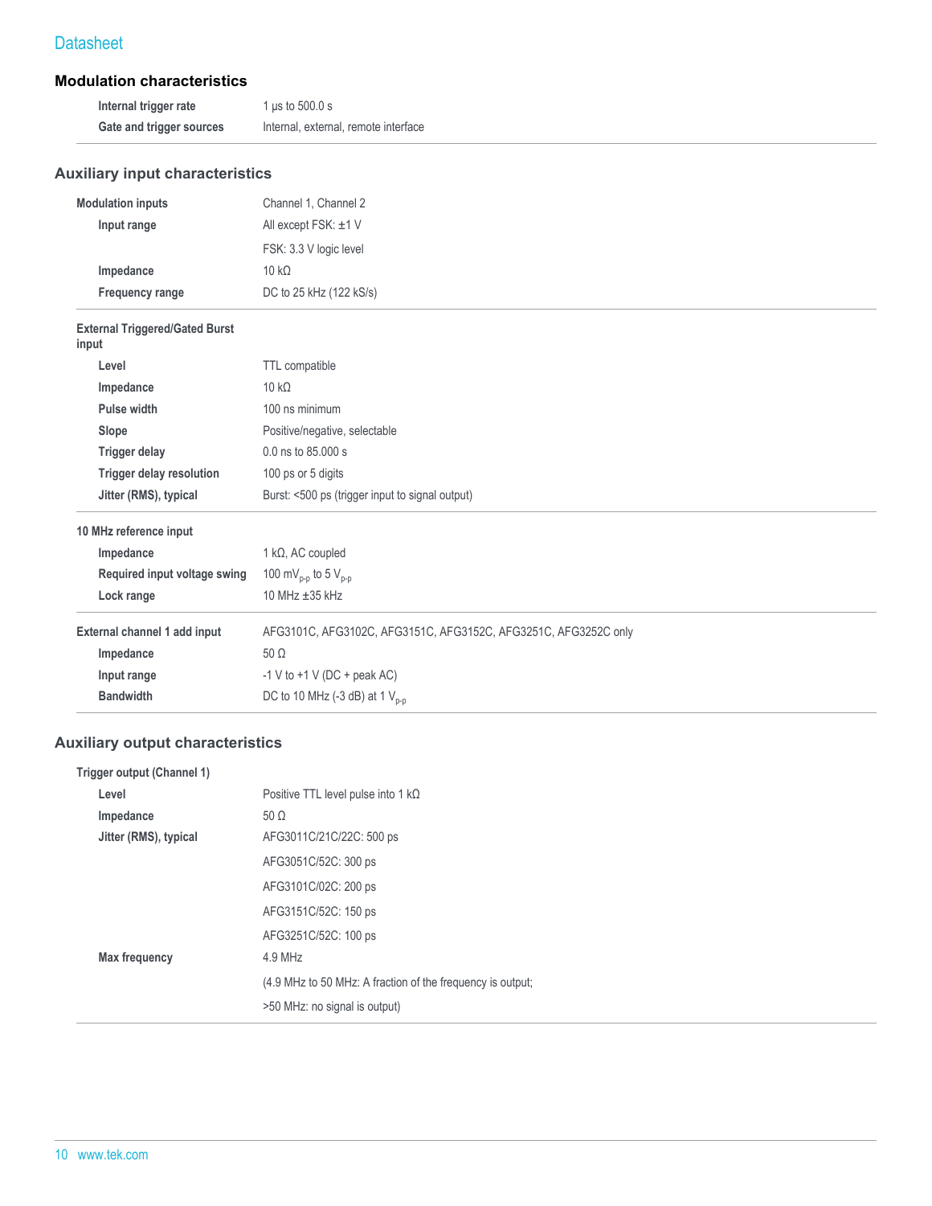## Modulation characteristics

| | |
|---|---|
| **Internal trigger rate** | 1 µs to 500.0 s |
| **Gate and trigger sources** | Internal, external, remote interface |

## Auxiliary input characteristics

| | |
|---|---|
| **Modulation inputs** | Channel 1, Channel 2 |
| **Input range** | All except FSK: ±1 V |
| | FSK: 3.3 V logic level |
| **Impedance** | 10 kΩ |
| **Frequency range** | DC to 25 kHz (122 kS/s) |

| | |
|---|---|
| **External Triggered/Gated Burst input** | |
| **Level** | TTL compatible |
| **Impedance** | 10 kΩ |
| **Pulse width** | 100 ns minimum |
| **Slope** | Positive/negative, selectable |
| **Trigger delay** | 0.0 ns to 85.000 s |
| **Trigger delay resolution** | 100 ps or 5 digits |
| **Jitter (RMS), typical** | Burst: <500 ps (trigger input to signal output) |

| | |
|---|---|
| **10 MHz reference input** | |
| **Impedance** | 1 kΩ, AC coupled |
| **Required input voltage swing** | 100 $mV_{p-p}$ to 5 $V_{p-p}$ |
| **Lock range** | 10 MHz ±35 kHz |

| | |
|---|---|
| **External channel 1 add input** | AFG3101C, AFG3102C, AFG3151C, AFG3152C, AFG3251C, AFG3252C only |
| **Impedance** | 50 Ω |
| **Input range** | -1 V to +1 V (DC + peak AC) |
| **Bandwidth** | DC to 10 MHz (-3 dB) at 1 $V_{p-p}$ |

## Auxiliary output characteristics

| | |
|---|---|
| **Trigger output (Channel 1)** | |
| **Level** | Positive TTL level pulse into 1 kΩ |
| **Impedance** | 50 Ω |
| **Jitter (RMS), typical** | AFG3011C/21C/22C: 500 ps |
| | AFG3051C/52C: 300 ps |
| | AFG3101C/02C: 200 ps |
| | AFG3151C/52C: 150 ps |
| | AFG3251C/52C: 100 ps |
| **Max frequency** | 4.9 MHz |
| | (4.9 MHz to 50 MHz: A fraction of the frequency is output; |
| | >50 MHz: no signal is output) |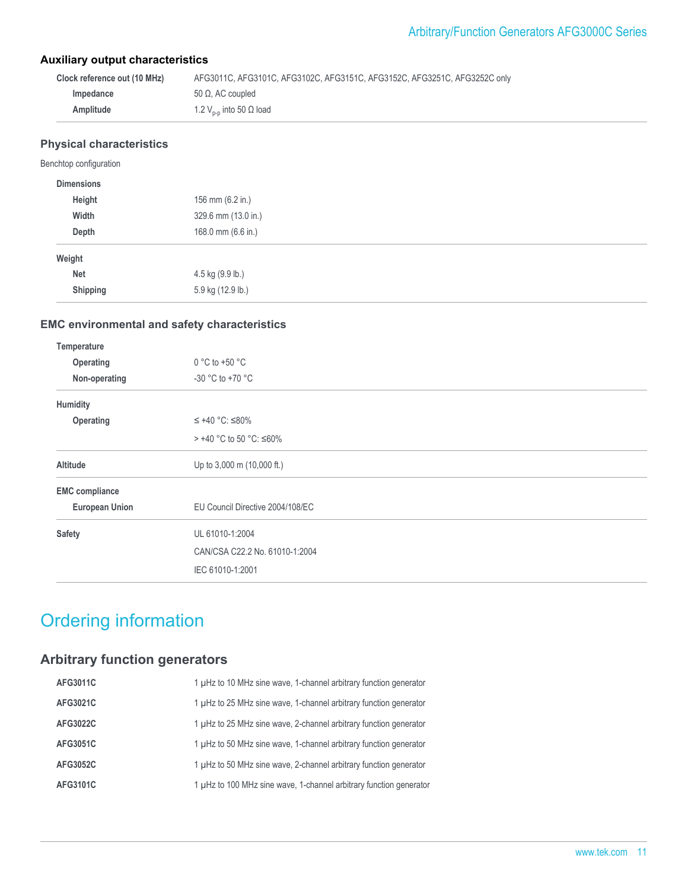## Auxiliary output characteristics

| | |
|---|---|
| **Clock reference out (10 MHz)** | AFG3011C, AFG3101C, AFG3102C, AFG3151C, AFG3152C, AFG3251C, AFG3252C only |
| **Impedance** | 50 Ω, AC coupled |
| **Amplitude** | 1.2 $V_{p-p}$ into 50 Ω load |

## Physical characteristics

Benchtop configuration

| | |
|---|---|
| **Dimensions** | |
| **Height** | 156 mm (6.2 in.) |
| **Width** | 329.6 mm (13.0 in.) |
| **Depth** | 168.0 mm (6.6 in.) |
| **Weight** | |
| **Net** | 4.5 kg (9.9 lb.) |
| **Shipping** | 5.9 kg (12.9 lb.) |

## EMC environmental and safety characteristics

| | |
|---|---|
| **Temperature** | |
| **Operating** | 0 °C to +50 °C |
| **Non-operating** | -30 °C to +70 °C |
| **Humidity** | |
| **Operating** | ≤ +40 °C: ≤80% |
| | > +40 °C to 50 °C: ≤60% |
| **Altitude** | Up to 3,000 m (10,000 ft.) |
| **EMC compliance** | |
| **European Union** | EU Council Directive 2004/108/EC |
| **Safety** | UL 61010-1:2004 |
| | CAN/CSA C22.2 No. 61010-1:2004 |
| | IEC 61010-1:2001 |

# Ordering information

## Arbitrary function generators

| | |
|---|---|
| **AFG3011C** | 1 µHz to 10 MHz sine wave, 1-channel arbitrary function generator |
| **AFG3021C** | 1 µHz to 25 MHz sine wave, 1-channel arbitrary function generator |
| **AFG3022C** | 1 µHz to 25 MHz sine wave, 2-channel arbitrary function generator |
| **AFG3051C** | 1 µHz to 50 MHz sine wave, 1-channel arbitrary function generator |
| **AFG3052C** | 1 µHz to 50 MHz sine wave, 2-channel arbitrary function generator |
| **AFG3101C** | 1 µHz to 100 MHz sine wave, 1-channel arbitrary function generator |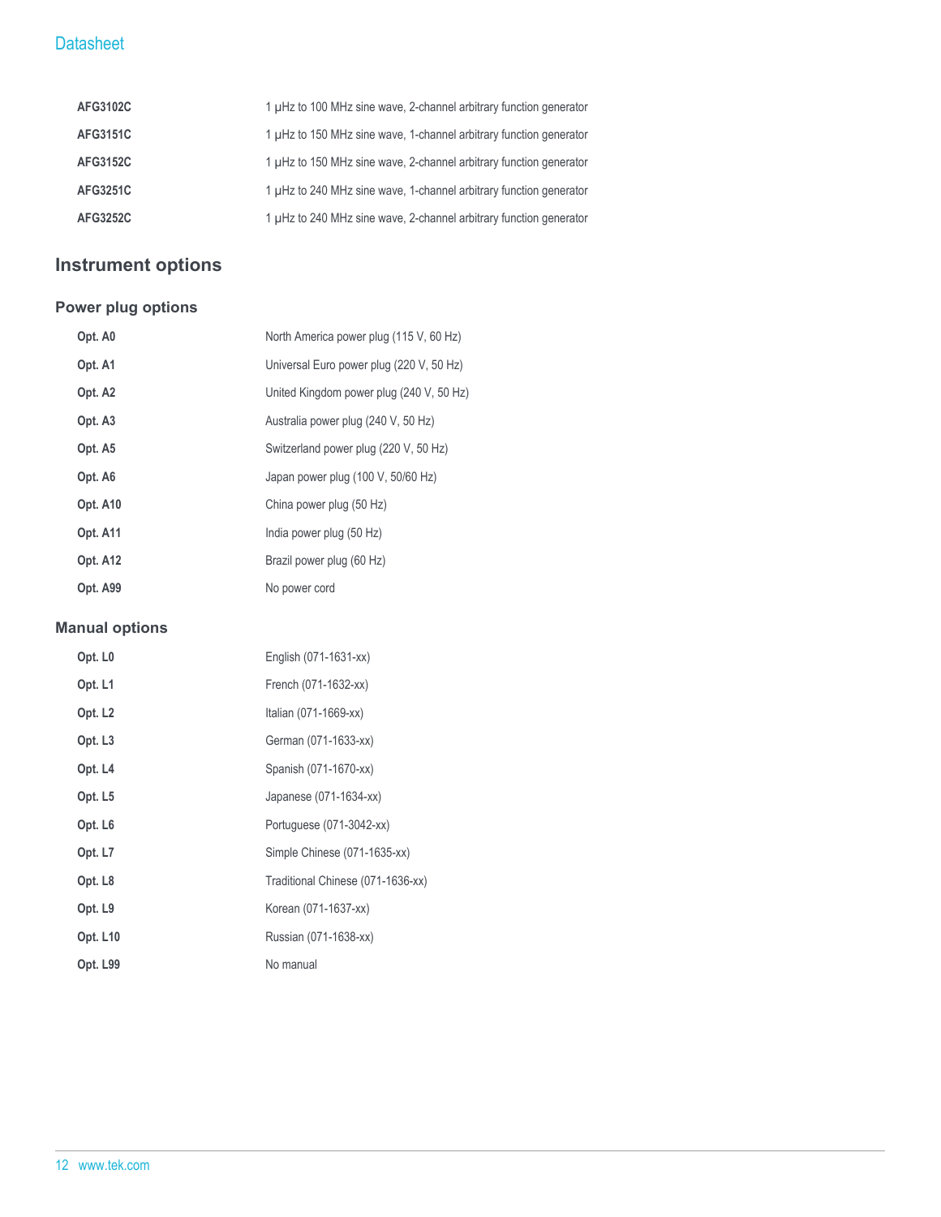| | |
|---|---|
| **AFG3102C** | 1 µHz to 100 MHz sine wave, 2-channel arbitrary function generator |
| **AFG3151C** | 1 µHz to 150 MHz sine wave, 1-channel arbitrary function generator |
| **AFG3152C** | 1 µHz to 150 MHz sine wave, 2-channel arbitrary function generator |
| **AFG3251C** | 1 µHz to 240 MHz sine wave, 1-channel arbitrary function generator |
| **AFG3252C** | 1 µHz to 240 MHz sine wave, 2-channel arbitrary function generator |

## Instrument options

### Power plug options

| | |
|---|---|
| **Opt. A0** | North America power plug (115 V, 60 Hz) |
| **Opt. A1** | Universal Euro power plug (220 V, 50 Hz) |
| **Opt. A2** | United Kingdom power plug (240 V, 50 Hz) |
| **Opt. A3** | Australia power plug (240 V, 50 Hz) |
| **Opt. A5** | Switzerland power plug (220 V, 50 Hz) |
| **Opt. A6** | Japan power plug (100 V, 50/60 Hz) |
| **Opt. A10** | China power plug (50 Hz) |
| **Opt. A11** | India power plug (50 Hz) |
| **Opt. A12** | Brazil power plug (60 Hz) |
| **Opt. A99** | No power cord |

### Manual options

| | |
|---|---|
| **Opt. L0** | English (071-1631-xx) |
| **Opt. L1** | French (071-1632-xx) |
| **Opt. L2** | Italian (071-1669-xx) |
| **Opt. L3** | German (071-1633-xx) |
| **Opt. L4** | Spanish (071-1670-xx) |
| **Opt. L5** | Japanese (071-1634-xx) |
| **Opt. L6** | Portuguese (071-3042-xx) |
| **Opt. L7** | Simple Chinese (071-1635-xx) |
| **Opt. L8** | Traditional Chinese (071-1636-xx) |
| **Opt. L9** | Korean (071-1637-xx) |
| **Opt. L10** | Russian (071-1638-xx) |
| **Opt. L99** | No manual |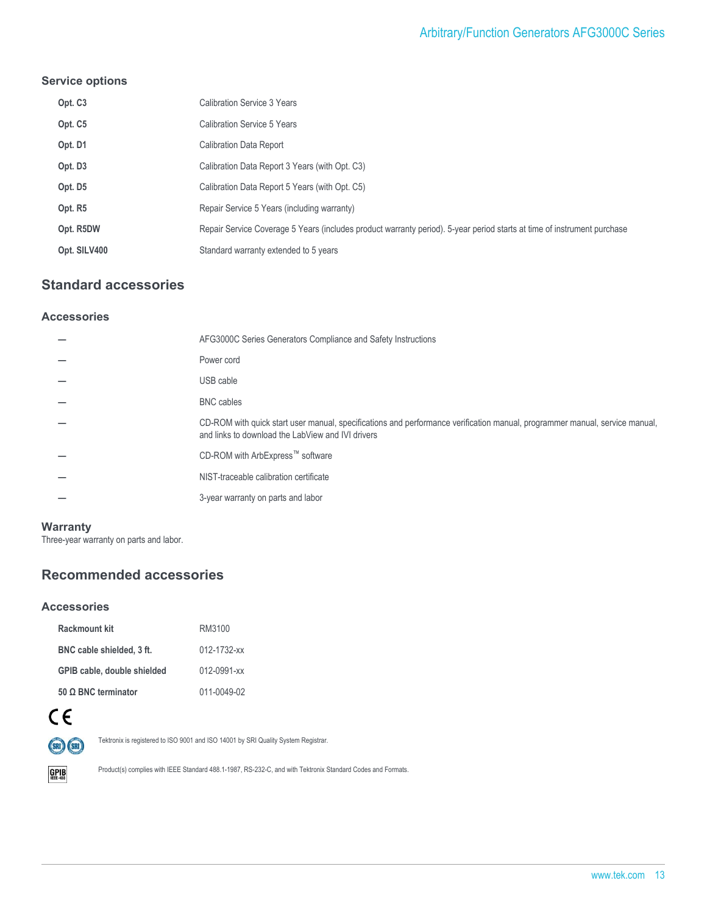### Service options

| | |
|---|---|
| **Opt. C3** | Calibration Service 3 Years |
| **Opt. C5** | Calibration Service 5 Years |
| **Opt. D1** | Calibration Data Report |
| **Opt. D3** | Calibration Data Report 3 Years (with Opt. C3) |
| **Opt. D5** | Calibration Data Report 5 Years (with Opt. C5) |
| **Opt. R5** | Repair Service 5 Years (including warranty) |
| **Opt. R5DW** | Repair Service Coverage 5 Years (includes product warranty period). 5-year period starts at time of instrument purchase |
| **Opt. SILV400** | Standard warranty extended to 5 years |

## Standard accessories

### Accessories

| | |
|---|---|
| — | AFG3000C Series Generators Compliance and Safety Instructions |
| — | Power cord |
| — | USB cable |
| — | BNC cables |
| — | CD-ROM with quick start user manual, specifications and performance verification manual, programmer manual, service manual, and links to download the LabView and IVI drivers |
| — | CD-ROM with ArbExpress™ software |
| — | NIST-traceable calibration certificate |
| — | 3-year warranty on parts and labor |

### Warranty

Three-year warranty on parts and labor.

## Recommended accessories

### Accessories

| | |
|---|---|
| **Rackmount kit** | RM3100 |
| **BNC cable shielded, 3 ft.** | 012-1732-xx |
| **GPIB cable, double shielded** | 012-0991-xx |
| **50 Ω BNC terminator** | 011-0049-02 |

CE

Tektronix is registered to ISO 9001 and ISO 14001 by SRI Quality System Registrar.

Product(s) complies with IEEE Standard 488.1-1987, RS-232-C, and with Tektronix Standard Codes and Formats.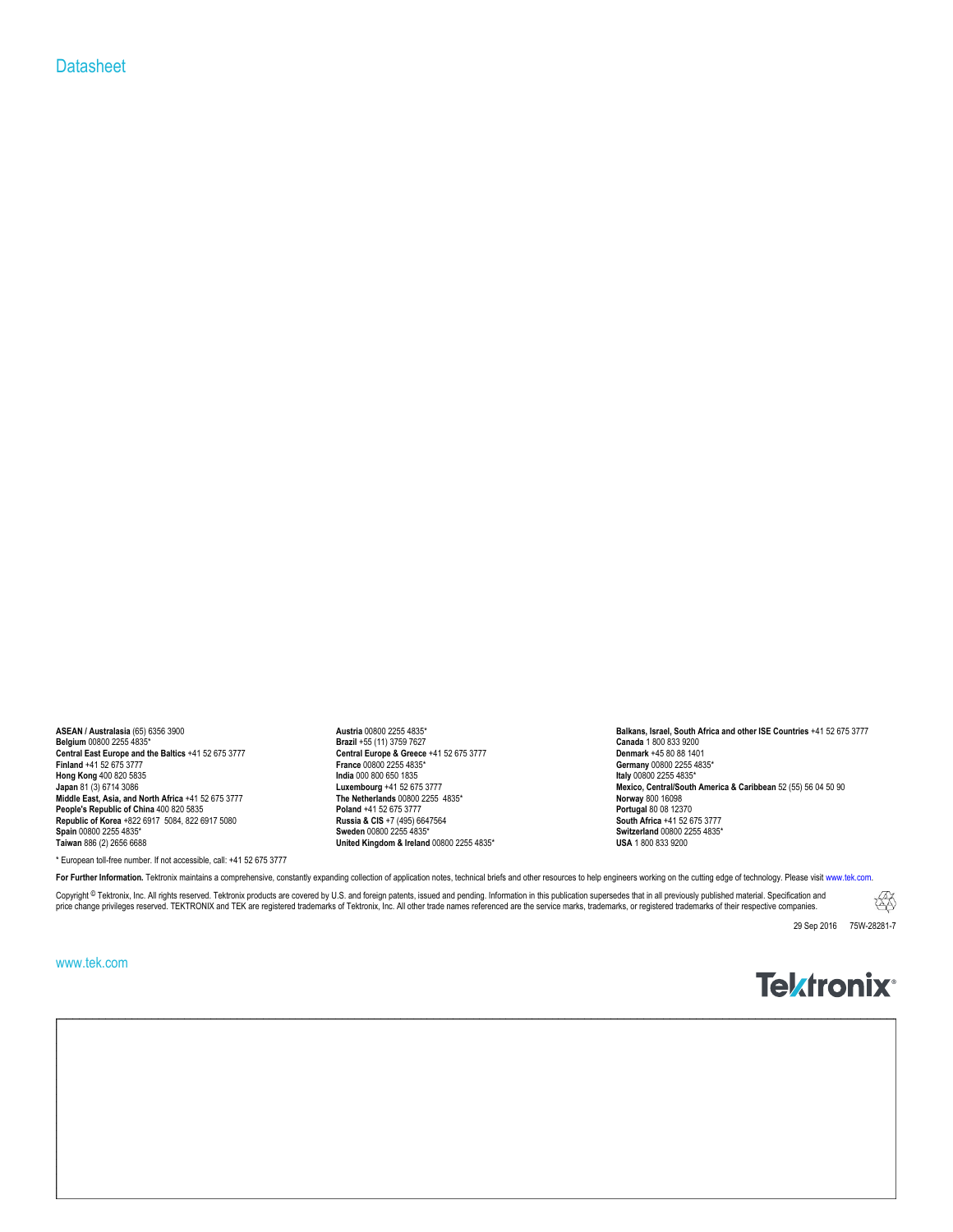Datasheet

**ASEAN / Australasia** (65) 6356 3900
**Belgium** 00800 2255 4835*
**Central East Europe and the Baltics** +41 52 675 3777
**Finland** +41 52 675 3777
**Hong Kong** 400 820 5835
**Japan** 81 (3) 6714 3086
**Middle East, Asia, and North Africa** +41 52 675 3777
**People's Republic of China** 400 820 5835
**Republic of Korea** +822 6917 5084, 822 6917 5080
**Spain** 00800 2255 4835*
**Taiwan** 886 (2) 2656 6688

**Austria** 00800 2255 4835*
**Brazil** +55 (11) 3759 7627
**Central Europe & Greece** +41 52 675 3777
**France** 00800 2255 4835*
**India** 000 800 650 1835
**Luxembourg** +41 52 675 3777
**The Netherlands** 00800 2255 4835*
**Poland** +41 52 675 3777
**Russia & CIS** +7 (495) 6647564
**Sweden** 00800 2255 4835*
**United Kingdom & Ireland** 00800 2255 4835*

**Balkans, Israel, South Africa and other ISE Countries** +41 52 675 3777
**Canada** 1 800 833 9200
**Denmark** +45 80 88 1401
**Germany** 00800 2255 4835*
**Italy** 00800 2255 4835*
**Mexico, Central/South America & Caribbean** 52 (55) 56 04 50 90
**Norway** 800 16098
**Portugal** 80 08 12370
**South Africa** +41 52 675 3777
**Switzerland** 00800 2255 4835*
**USA** 1 800 833 9200

* European toll-free number. If not accessible, call: +41 52 675 3777

**For Further Information.** Tektronix maintains a comprehensive, constantly expanding collection of application notes, technical briefs and other resources to help engineers working on the cutting edge of technology. Please visit www.tek.com.

Copyright © Tektronix, Inc. All rights reserved. Tektronix products are covered by U.S. and foreign patents, issued and pending. Information in this publication supersedes that in all previously published material. Specification and price change privileges reserved. TEKTRONIX and TEK are registered trademarks of Tektronix, Inc. All other trade names referenced are the service marks, trademarks, or registered trademarks of their respective companies.

29 Sep 2016 75W-28281-7

www.tek.com

Tektronix®